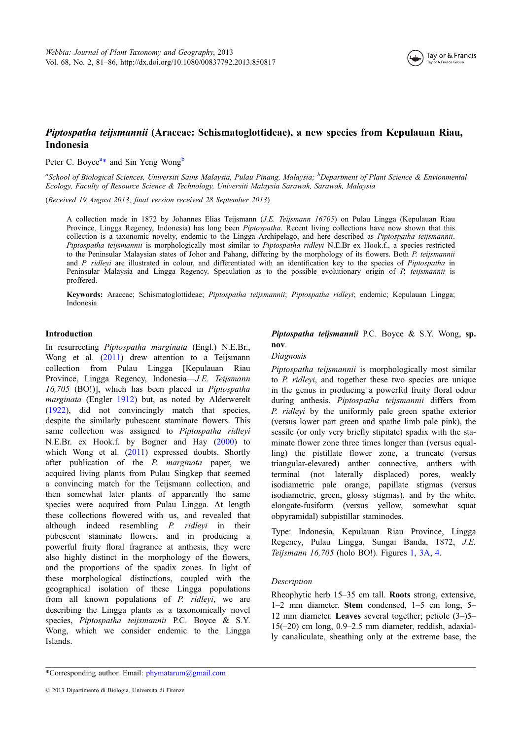# *Piptospatha teijsmannii* (Araceae: Schismatoglottideae), a new species from Kepulauan Riau, Indonesia

Peter C. Boyce[a]* and Sin Yeng Wong[b]

[a]*School of Biological Sciences, Universiti Sains Malaysia, Pulau Pinang, Malaysia;* [b]*Department of Plant Science & Envionmental Ecology, Faculty of Resource Science & Technology, Universiti Malaysia Sarawak, Sarawak, Malaysia*

(*Received 19 August 2013; final version received 28 September 2013*)

A collection made in 1872 by Johannes Elias Teijsmann (*J.E. Teijsmann 16705*) on Pulau Lingga (Kepulauan Riau Province, Lingga Regency, Indonesia) has long been *Piptospatha*. Recent living collections have now shown that this collection is a taxonomic novelty, endemic to the Lingga Archipelago, and here described as *Piptospatha teijsmannii*. *Piptospatha teijsmannii* is morphologically most similar to *Piptospatha ridleyi* N.E.Br ex Hook.f., a species restricted to the Peninsular Malaysian states of Johor and Pahang, differing by the morphology of its flowers. Both *P. teijsmannii* and *P. ridleyi* are illustrated in colour, and differentiated with an identification key to the species of *Piptospatha* in Peninsular Malaysia and Lingga Regency. Speculation as to the possible evolutionary origin of *P. teijsmannii* is proffered.

**Keywords:** Araceae; Schismatoglottideae; *Piptospatha teijsmannii*; *Piptospatha ridleyi*; endemic; Kepulauan Lingga; Indonesia

## Introduction

In resurrecting *Piptospatha marginata* (Engl.) N.E.Br., Wong et al. (2011) drew attention to a Teijsmann collection from Pulau Lingga [Kepulauan Riau Province, Lingga Regency, Indonesia—*J.E. Teijsmann 16,705* (BO!)], which has been placed in *Piptospatha marginata* (Engler 1912) but, as noted by Alderwerelt (1922), did not convincingly match that species, despite the similarly pubescent staminate flowers. This same collection was assigned to *Piptospatha ridleyi* N.E.Br. ex Hook.f. by Bogner and Hay (2000) to which Wong et al. (2011) expressed doubts. Shortly after publication of the *P. marginata* paper, we acquired living plants from Pulau Singkep that seemed a convincing match for the Teijsmann collection, and then somewhat later plants of apparently the same species were acquired from Pulau Lingga. At length these collections flowered with us, and revealed that although indeed resembling *P. ridleyi* in their pubescent staminate flowers, and in producing a powerful fruity floral fragrance at anthesis, they were also highly distinct in the morphology of the flowers, and the proportions of the spadix zones. In light of these morphological distinctions, coupled with the geographical isolation of these Lingga populations from all known populations of *P. ridleyi*, we are describing the Lingga plants as a taxonomically novel species, *Piptospatha teijsmannii* P.C. Boyce & S.Y. Wong, which we consider endemic to the Lingga Islands.

***Piptospatha teijsmannii*** P.C. Boyce & S.Y. Wong, **sp. nov**.

*Diagnosis*

*Piptospatha teijsmannii* is morphologically most similar to *P. ridleyi*, and together these two species are unique in the genus in producing a powerful fruity floral odour during anthesis. *Piptospatha teijsmannii* differs from *P. ridleyi* by the uniformly pale green spathe exterior (versus lower part green and spathe limb pale pink), the sessile (or only very briefly stipitate) spadix with the staminate flower zone three times longer than (versus equalling) the pistillate flower zone, a truncate (versus triangular-elevated) anther connective, anthers with terminal (not laterally displaced) pores, weakly isodiametric pale orange, papillate stigmas (versus isodiametric, green, glossy stigmas), and by the white, elongate-fusiform (versus yellow, somewhat squat obpyramidal) subpistillar staminodes.

Type: Indonesia, Kepulauan Riau Province, Lingga Regency, Pulau Lingga, Sungai Banda, 1872, *J.E. Teijsmann 16,705* (holo BO!). Figures 1, 3A, 4.

*Description*

Rheophytic herb 15–35 cm tall. **Roots** strong, extensive, 1–2 mm diameter. **Stem** condensed, 1–5 cm long, 5–12 mm diameter. **Leaves** several together; petiole (3–)5–15(–20) cm long, 0.9–2.5 mm diameter, reddish, adaxially canaliculate, sheathing only at the extreme base, the

*Corresponding author. Email: phymatarum@gmail.com

© 2013 Dipartimento di Biologia, Università di Firenze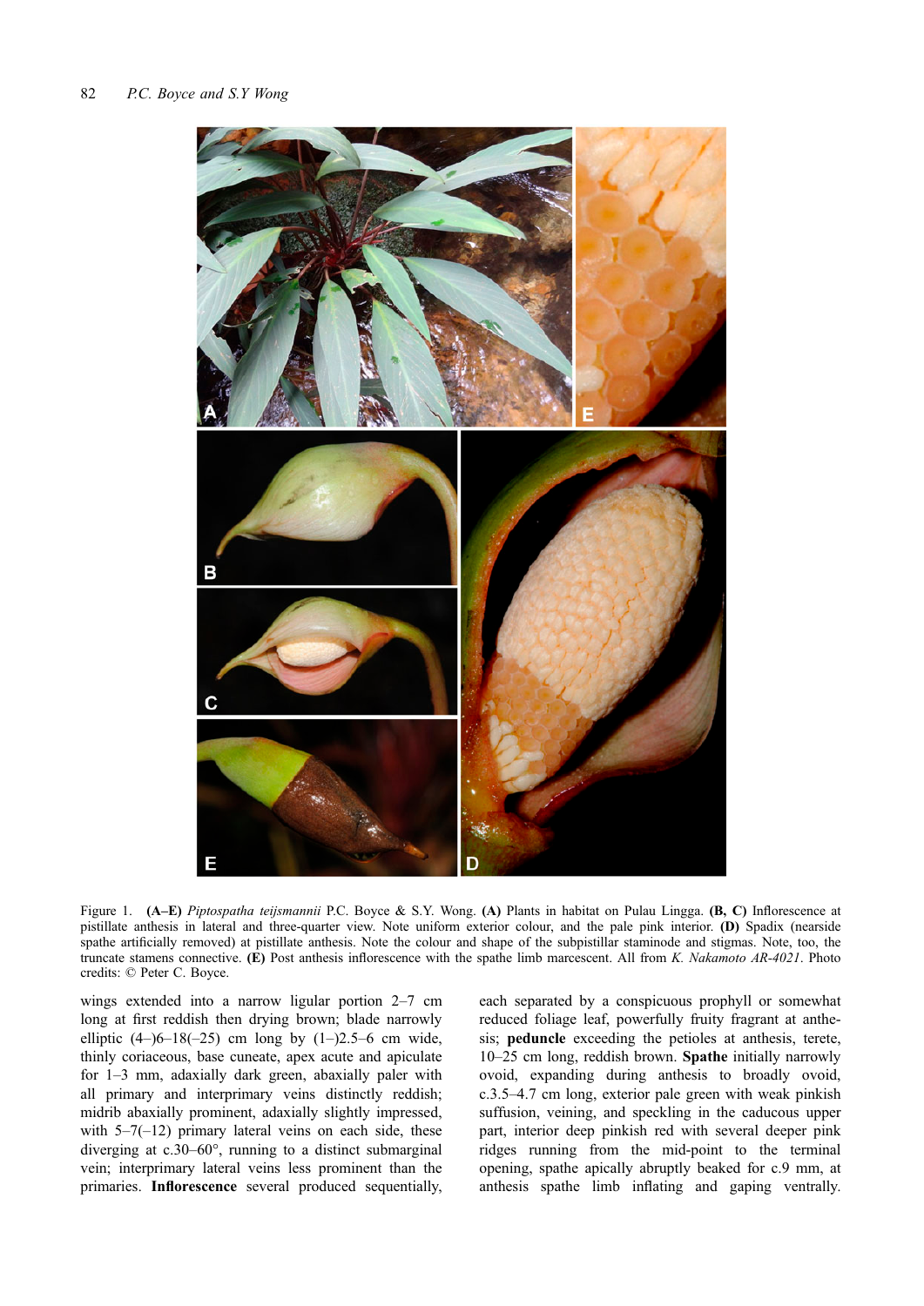Figure 1. **(A–E)** *Piptospatha teijsmannii* P.C. Boyce & S.Y. Wong. **(A)** Plants in habitat on Pulau Lingga. **(B, C)** Inflorescence at pistillate anthesis in lateral and three-quarter view. Note uniform exterior colour, and the pale pink interior. **(D)** Spadix (nearside spathe artificially removed) at pistillate anthesis. Note the colour and shape of the subpistillar staminode and stigmas. Note, too, the truncate stamens connective. **(E)** Post anthesis inflorescence with the spathe limb marcescent. All from *K. Nakamoto AR-4021*. Photo credits: © Peter C. Boyce.

wings extended into a narrow ligular portion 2–7 cm long at first reddish then drying brown; blade narrowly elliptic (4–)6–18(–25) cm long by (1–)2.5–6 cm wide, thinly coriaceous, base cuneate, apex acute and apiculate for 1–3 mm, adaxially dark green, abaxially paler with all primary and interprimary veins distinctly reddish; midrib abaxially prominent, adaxially slightly impressed, with 5–7(–12) primary lateral veins on each side, these diverging at c.30–60°, running to a distinct submarginal vein; interprimary lateral veins less prominent than the primaries. **Inflorescence** several produced sequentially, each separated by a conspicuous prophyll or somewhat reduced foliage leaf, powerfully fruity fragrant at anthesis; **peduncle** exceeding the petioles at anthesis, terete, 10–25 cm long, reddish brown. **Spathe** initially narrowly ovoid, expanding during anthesis to broadly ovoid, c.3.5–4.7 cm long, exterior pale green with weak pinkish suffusion, veining, and speckling in the caducous upper part, interior deep pinkish red with several deeper pink ridges running from the mid-point to the terminal opening, spathe apically abruptly beaked for c.9 mm, at anthesis spathe limb inflating and gaping ventrally.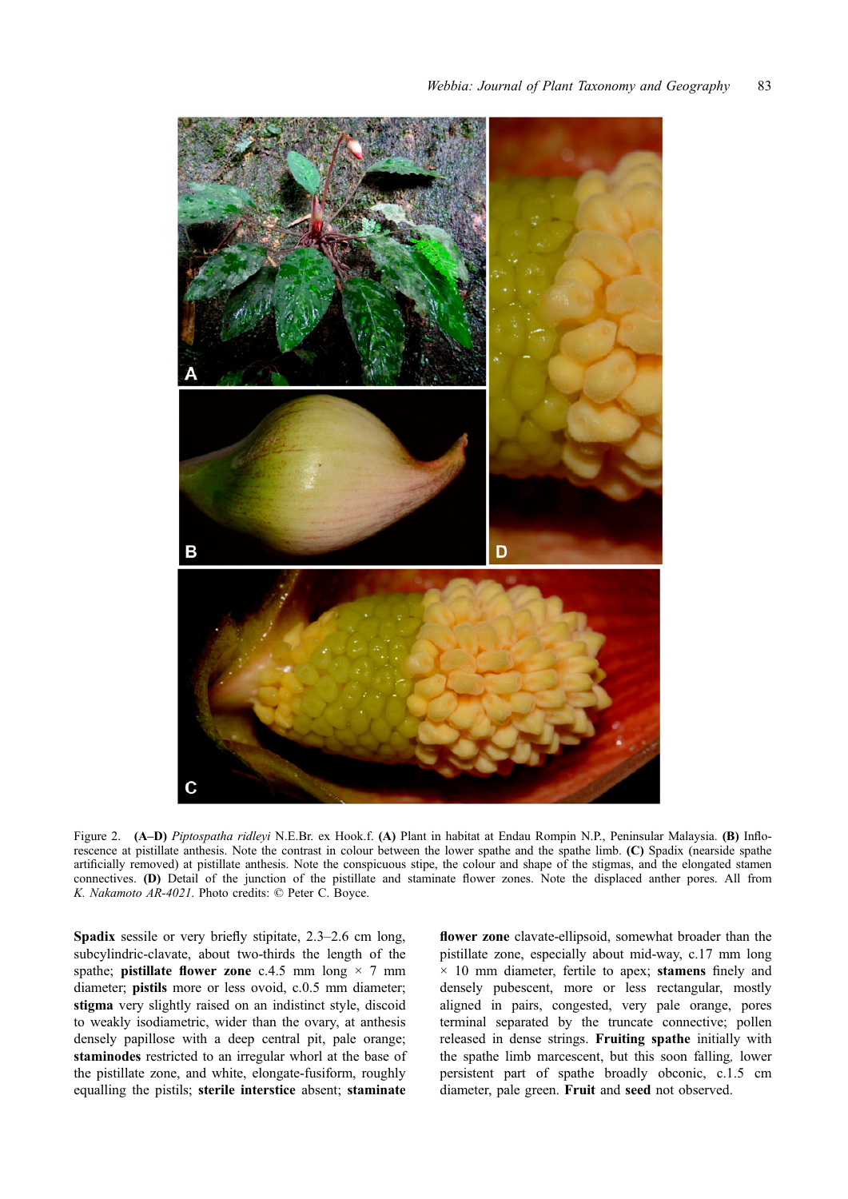Figure 2. **(A–D)** *Piptospatha ridleyi* N.E.Br. ex Hook.f. **(A)** Plant in habitat at Endau Rompin N.P., Peninsular Malaysia. **(B)** Inflorescence at pistillate anthesis. Note the contrast in colour between the lower spathe and the spathe limb. **(C)** Spadix (nearside spathe artificially removed) at pistillate anthesis. Note the conspicuous stipe, the colour and shape of the stigmas, and the elongated stamen connectives. **(D)** Detail of the junction of the pistillate and staminate flower zones. Note the displaced anther pores. All from *K. Nakamoto AR-4021*. Photo credits: © Peter C. Boyce.

**Spadix** sessile or very briefly stipitate, 2.3–2.6 cm long, subcylindric-clavate, about two-thirds the length of the spathe; **pistillate flower zone** c.4.5 mm long × 7 mm diameter; **pistils** more or less ovoid, c.0.5 mm diameter; **stigma** very slightly raised on an indistinct style, discoid to weakly isodiametric, wider than the ovary, at anthesis densely papillose with a deep central pit, pale orange; **staminodes** restricted to an irregular whorl at the base of the pistillate zone, and white, elongate-fusiform, roughly equalling the pistils; **sterile interstice** absent; **staminate flower zone** clavate-ellipsoid, somewhat broader than the pistillate zone, especially about mid-way, c.17 mm long × 10 mm diameter, fertile to apex; **stamens** finely and densely pubescent, more or less rectangular, mostly aligned in pairs, congested, very pale orange, pores terminal separated by the truncate connective; pollen released in dense strings. **Fruiting spathe** initially with the spathe limb marcescent, but this soon falling, lower persistent part of spathe broadly obconic, c.1.5 cm diameter, pale green. **Fruit** and **seed** not observed.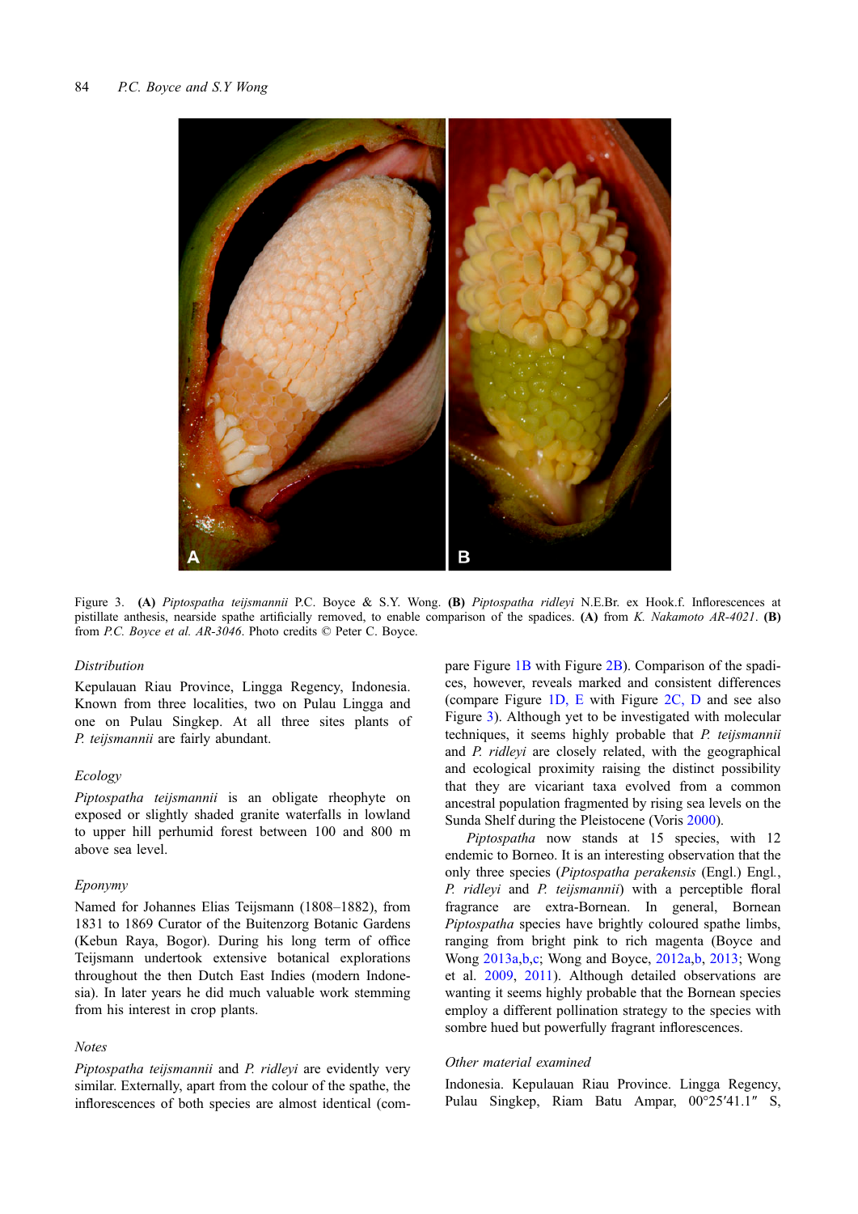Figure 3. **(A)** *Piptospatha teijsmannii* P.C. Boyce & S.Y. Wong. **(B)** *Piptospatha ridleyi* N.E.Br. ex Hook.f. Inflorescences at pistillate anthesis, nearside spathe artificially removed, to enable comparison of the spadices. **(A)** from *K. Nakamoto AR-4021*. **(B)** from *P.C. Boyce et al. AR-3046*. Photo credits © Peter C. Boyce.

### *Distribution*

Kepulauan Riau Province, Lingga Regency, Indonesia. Known from three localities, two on Pulau Lingga and one on Pulau Singkep. At all three sites plants of *P. teijsmannii* are fairly abundant.

### *Ecology*

*Piptospatha teijsmannii* is an obligate rheophyte on exposed or slightly shaded granite waterfalls in lowland to upper hill perhumid forest between 100 and 800 m above sea level.

### *Eponymy*

Named for Johannes Elias Teijsmann (1808–1882), from 1831 to 1869 Curator of the Buitenzorg Botanic Gardens (Kebun Raya, Bogor). During his long term of office Teijsmann undertook extensive botanical explorations throughout the then Dutch East Indies (modern Indonesia). In later years he did much valuable work stemming from his interest in crop plants.

### *Notes*

*Piptospatha teijsmannii* and *P. ridleyi* are evidently very similar. Externally, apart from the colour of the spathe, the inflorescences of both species are almost identical (compare Figure 1B with Figure 2B). Comparison of the spadices, however, reveals marked and consistent differences (compare Figure 1D, E with Figure 2C, D and see also Figure 3). Although yet to be investigated with molecular techniques, it seems highly probable that *P. teijsmannii* and *P. ridleyi* are closely related, with the geographical and ecological proximity raising the distinct possibility that they are vicariant taxa evolved from a common ancestral population fragmented by rising sea levels on the Sunda Shelf during the Pleistocene (Voris 2000).

*Piptospatha* now stands at 15 species, with 12 endemic to Borneo. It is an interesting observation that the only three species (*Piptospatha perakensis* (Engl.) Engl., *P. ridleyi* and *P. teijsmannii*) with a perceptible floral fragrance are extra-Bornean. In general, Bornean *Piptospatha* species have brightly coloured spathe limbs, ranging from bright pink to rich magenta (Boyce and Wong 2013a,b,c; Wong and Boyce, 2012a,b, 2013; Wong et al. 2009, 2011). Although detailed observations are wanting it seems highly probable that the Bornean species employ a different pollination strategy to the species with sombre hued but powerfully fragrant inflorescences.

### *Other material examined*

Indonesia. Kepulauan Riau Province. Lingga Regency, Pulau Singkep, Riam Batu Ampar, 00°25′41.1″ S,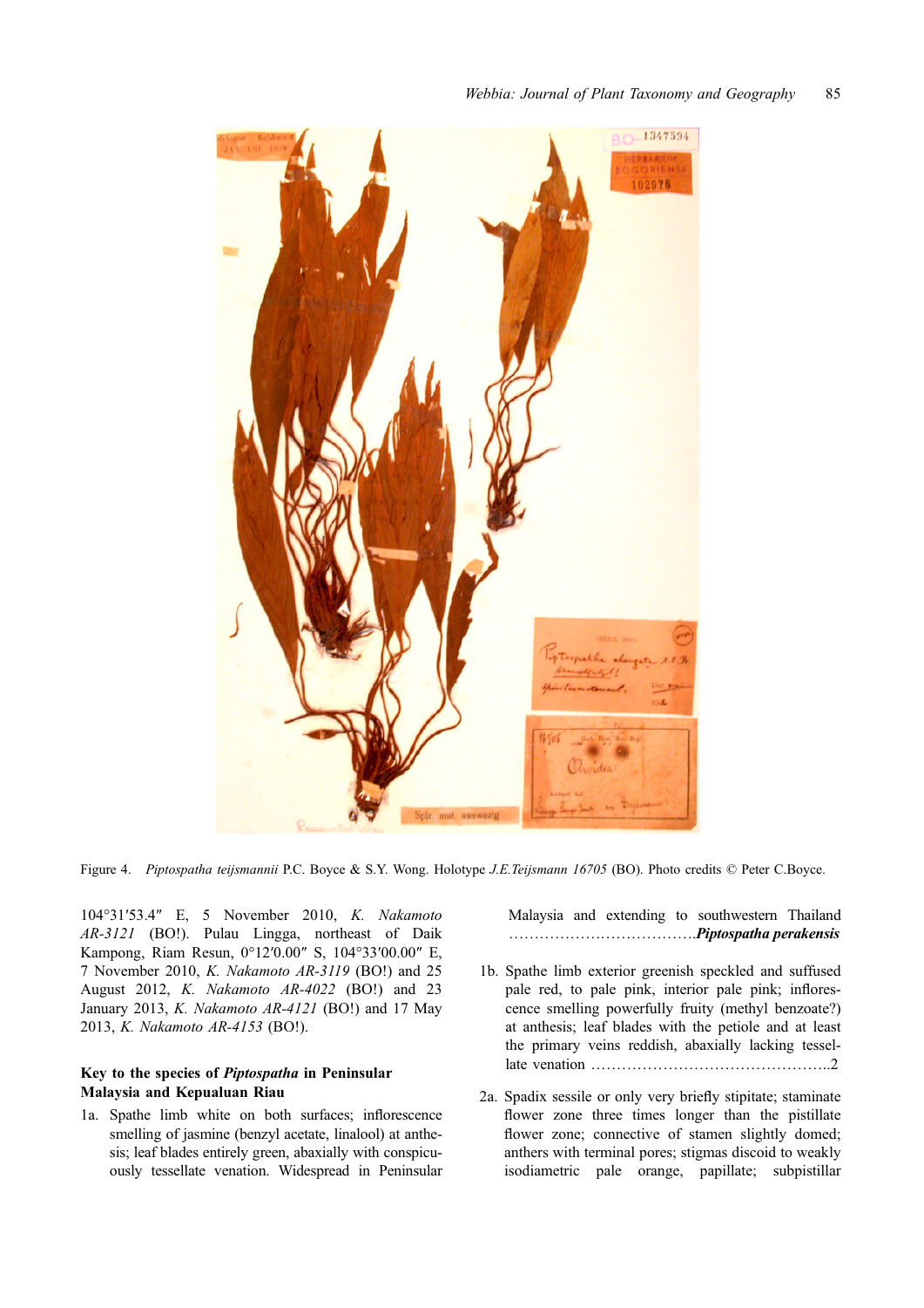Figure 4. *Piptospatha teijsmannii* P.C. Boyce & S.Y. Wong. Holotype *J.E.Teijsmann 16705* (BO). Photo credits © Peter C.Boyce.

104°31′53.4″ E, 5 November 2010, *K. Nakamoto AR-3121* (BO!). Pulau Lingga, northeast of Daik Kampong, Riam Resun, 0°12′0.00″ S, 104°33′00.00″ E, 7 November 2010, *K. Nakamoto AR-3119* (BO!) and 25 August 2012, *K. Nakamoto AR-4022* (BO!) and 23 January 2013, *K. Nakamoto AR-4121* (BO!) and 17 May 2013, *K. Nakamoto AR-4153* (BO!).

### Key to the species of *Piptospatha* in Peninsular Malaysia and Kepualuan Riau

1a. Spathe limb white on both surfaces; inflorescence smelling of jasmine (benzyl acetate, linalool) at anthesis; leaf blades entirely green, abaxially with conspicuously tessellate venation. Widespread in Peninsular Malaysia and extending to southwestern Thailand ……………………………….***Piptospatha perakensis***

1b. Spathe limb exterior greenish speckled and suffused pale red, to pale pink, interior pale pink; inflorescence smelling powerfully fruity (methyl benzoate?) at anthesis; leaf blades with the petiole and at least the primary veins reddish, abaxially lacking tessellate venation ………………………………………..2

2a. Spadix sessile or only very briefly stipitate; staminate flower zone three times longer than the pistillate flower zone; connective of stamen slightly domed; anthers with terminal pores; stigmas discoid to weakly isodiametric pale orange, papillate; subpistillar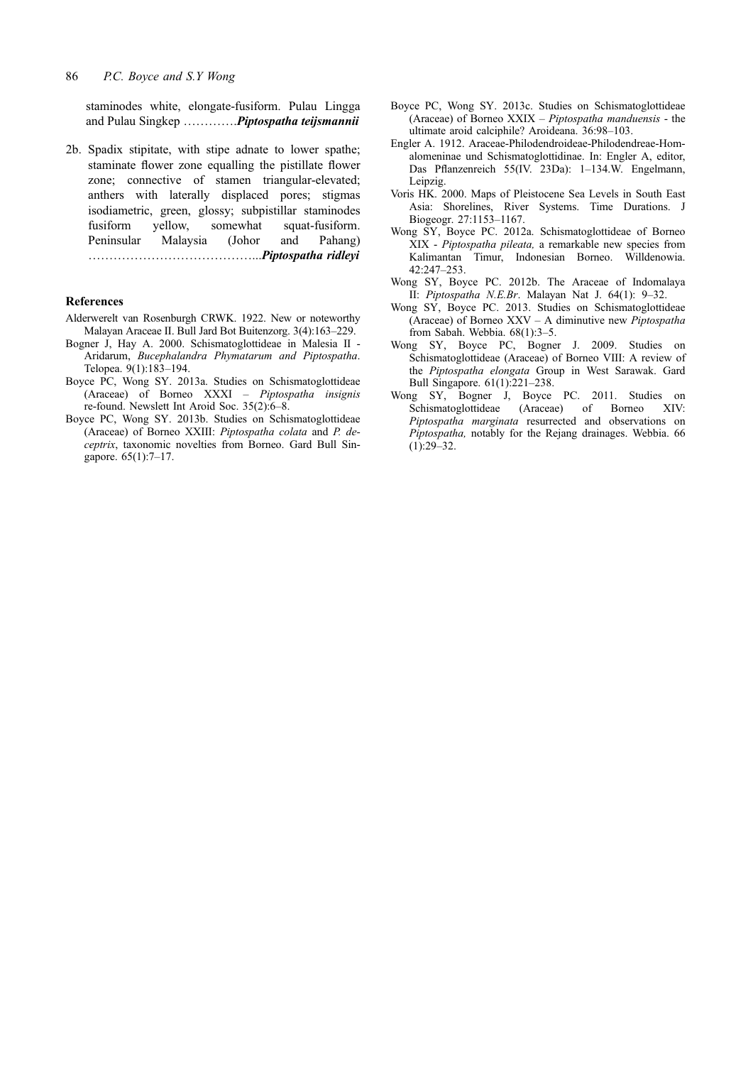staminodes white, elongate-fusiform. Pulau Lingga and Pulau Singkep ………….***Piptospatha teijsmannii***

2b. Spadix stipitate, with stipe adnate to lower spathe; staminate flower zone equalling the pistillate flower zone; connective of stamen triangular-elevated; anthers with laterally displaced pores; stigmas isodiametric, green, glossy; subpistillar staminodes fusiform yellow, somewhat squat-fusiform. Peninsular Malaysia (Johor and Pahang) …………………………………...***Piptospatha ridleyi***

## References

Alderwerelt van Rosenburgh CRWK. 1922. New or noteworthy Malayan Araceae II. Bull Jard Bot Buitenzorg. 3(4):163–229.

Bogner J, Hay A. 2000. Schismatoglottideae in Malesia II - Aridarum, *Bucephalandra Phymatarum and Piptospatha*. Telopea. 9(1):183–194.

Boyce PC, Wong SY. 2013a. Studies on Schismatoglottideae (Araceae) of Borneo XXXI – *Piptospatha insignis* re-found. Newslett Int Aroid Soc. 35(2):6–8.

Boyce PC, Wong SY. 2013b. Studies on Schismatoglottideae (Araceae) of Borneo XXIII: *Piptospatha colata* and *P. deceptrix*, taxonomic novelties from Borneo. Gard Bull Singapore. 65(1):7–17.

Boyce PC, Wong SY. 2013c. Studies on Schismatoglottideae (Araceae) of Borneo XXIX – *Piptospatha manduensis* - the ultimate aroid calciphile? Aroideana. 36:98–103.

Engler A. 1912. Araceae-Philodendroideae-Philodendreae-Homalomeninae und Schismatoglottidinae. In: Engler A, editor, Das Pflanzenreich 55(IV. 23Da): 1–134.W. Engelmann, Leipzig.

Voris HK. 2000. Maps of Pleistocene Sea Levels in South East Asia: Shorelines, River Systems. Time Durations. J Biogeogr. 27:1153–1167.

Wong SY, Boyce PC. 2012a. Schismatoglottideae of Borneo XIX - *Piptospatha pileata,* a remarkable new species from Kalimantan Timur, Indonesian Borneo. Willdenowia. 42:247–253.

Wong SY, Boyce PC. 2012b. The Araceae of Indomalaya II: *Piptospatha N.E.Br*. Malayan Nat J. 64(1): 9–32.

Wong SY, Boyce PC. 2013. Studies on Schismatoglottideae (Araceae) of Borneo XXV – A diminutive new *Piptospatha* from Sabah. Webbia. 68(1):3–5.

Wong SY, Boyce PC, Bogner J. 2009. Studies on Schismatoglottideae (Araceae) of Borneo VIII: A review of the *Piptospatha elongata* Group in West Sarawak. Gard Bull Singapore. 61(1):221–238.

Wong SY, Bogner J, Boyce PC. 2011. Studies on Schismatoglottideae (Araceae) of Borneo XIV: *Piptospatha marginata* resurrected and observations on *Piptospatha,* notably for the Rejang drainages. Webbia. 66 (1):29–32.